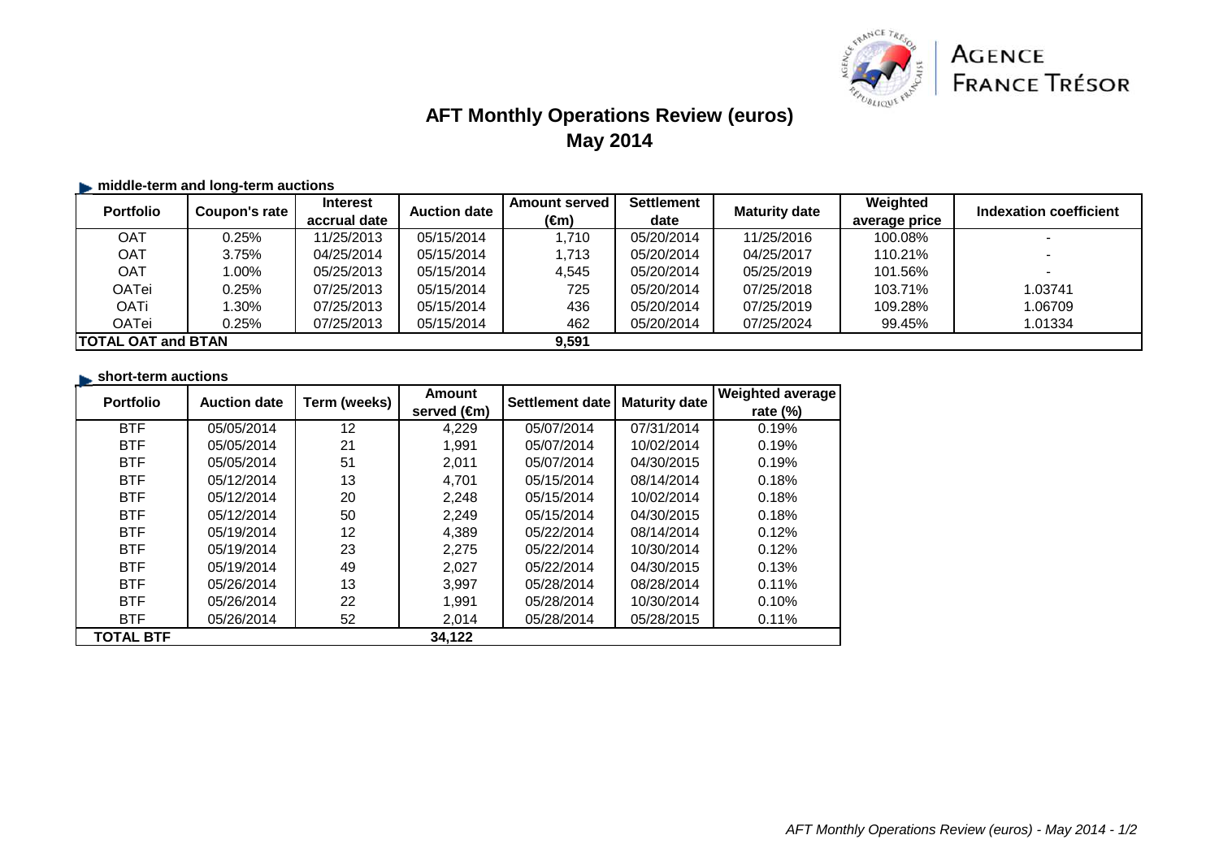AGENCE FRANCE TRÉSOR

# AFT Monthly Operations Review (euros)
# May 2014

### middle-term and long-term auctions

| Portfolio | Coupon's rate | Interest accrual date | Auction date | Amount served (€m) | Settlement date | Maturity date | Weighted average price | Indexation coefficient |
|---|---|---|---|---|---|---|---|---|
| OAT | 0.25% | 11/25/2013 | 05/15/2014 | 1,710 | 05/20/2014 | 11/25/2016 | 100.08% | - |
| OAT | 3.75% | 04/25/2014 | 05/15/2014 | 1,713 | 05/20/2014 | 04/25/2017 | 110.21% | - |
| OAT | 1.00% | 05/25/2013 | 05/15/2014 | 4,545 | 05/20/2014 | 05/25/2019 | 101.56% | - |
| OATei | 0.25% | 07/25/2013 | 05/15/2014 | 725 | 05/20/2014 | 07/25/2018 | 103.71% | 1.03741 |
| OATi | 1.30% | 07/25/2013 | 05/15/2014 | 436 | 05/20/2014 | 07/25/2019 | 109.28% | 1.06709 |
| OATei | 0.25% | 07/25/2013 | 05/15/2014 | 462 | 05/20/2014 | 07/25/2024 | 99.45% | 1.01334 |
| **TOTAL OAT and BTAN** | | | | **9,591** | | | | |

### short-term auctions

| Portfolio | Auction date | Term (weeks) | Amount served (€m) | Settlement date | Maturity date | Weighted average rate (%) |
|---|---|---|---|---|---|---|
| BTF | 05/05/2014 | 12 | 4,229 | 05/07/2014 | 07/31/2014 | 0.19% |
| BTF | 05/05/2014 | 21 | 1,991 | 05/07/2014 | 10/02/2014 | 0.19% |
| BTF | 05/05/2014 | 51 | 2,011 | 05/07/2014 | 04/30/2015 | 0.19% |
| BTF | 05/12/2014 | 13 | 4,701 | 05/15/2014 | 08/14/2014 | 0.18% |
| BTF | 05/12/2014 | 20 | 2,248 | 05/15/2014 | 10/02/2014 | 0.18% |
| BTF | 05/12/2014 | 50 | 2,249 | 05/15/2014 | 04/30/2015 | 0.18% |
| BTF | 05/19/2014 | 12 | 4,389 | 05/22/2014 | 08/14/2014 | 0.12% |
| BTF | 05/19/2014 | 23 | 2,275 | 05/22/2014 | 10/30/2014 | 0.12% |
| BTF | 05/19/2014 | 49 | 2,027 | 05/22/2014 | 04/30/2015 | 0.13% |
| BTF | 05/26/2014 | 13 | 3,997 | 05/28/2014 | 08/28/2014 | 0.11% |
| BTF | 05/26/2014 | 22 | 1,991 | 05/28/2014 | 10/30/2014 | 0.10% |
| BTF | 05/26/2014 | 52 | 2,014 | 05/28/2014 | 05/28/2015 | 0.11% |
| **TOTAL BTF** | | | **34,122** | | | |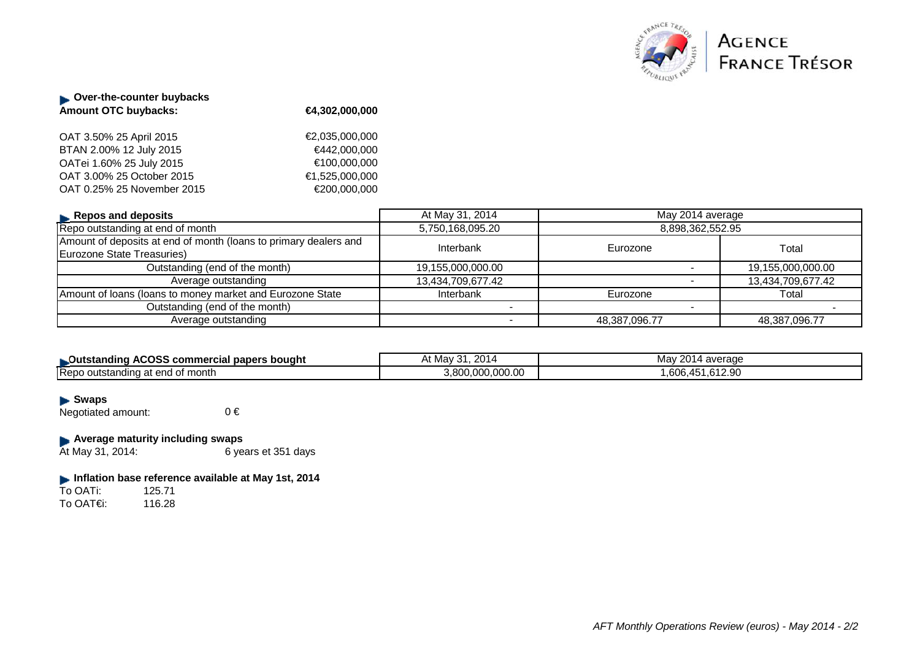### Over-the-counter buybacks

**Amount OTC buybacks:** **€4,302,000,000**

| | |
|---|---|
| OAT 3.50% 25 April 2015 | €2,035,000,000 |
| BTAN 2.00% 12 July 2015 | €442,000,000 |
| OATei 1.60% 25 July 2015 | €100,000,000 |
| OAT 3.00% 25 October 2015 | €1,525,000,000 |
| OAT 0.25% 25 November 2015 | €200,000,000 |

| **Repos and deposits** | At May 31, 2014 | May 2014 average | |
|---|---|---|---|
| Repo outstanding at end of month | 5,750,168,095.20 | 8,898,362,552.95 | |
| Amount of deposits at end of month (loans to primary dealers and Eurozone State Treasuries) | Interbank | Eurozone | Total |
| Outstanding (end of the month) | 19,155,000,000.00 | - | 19,155,000,000.00 |
| Average outstanding | 13,434,709,677.42 | - | 13,434,709,677.42 |
| Amount of loans (loans to money market and Eurozone State | Interbank | Eurozone | Total |
| Outstanding (end of the month) | - | - | - |
| Average outstanding | - | 48,387,096.77 | 48,387,096.77 |

| **Outstanding ACOSS commercial papers bought** | At May 31, 2014 | May 2014 average |
|---|---|---|
| Repo outstanding at end of month | 3,800,000,000.00 | 1,606,451,612.90 |

### Swaps

Negotiated amount: 0 €

### Average maturity including swaps

At May 31, 2014: 6 years et 351 days

### Inflation base reference available at May 1st, 2014

To OATi: 125.71

To OAT€i: 116.28